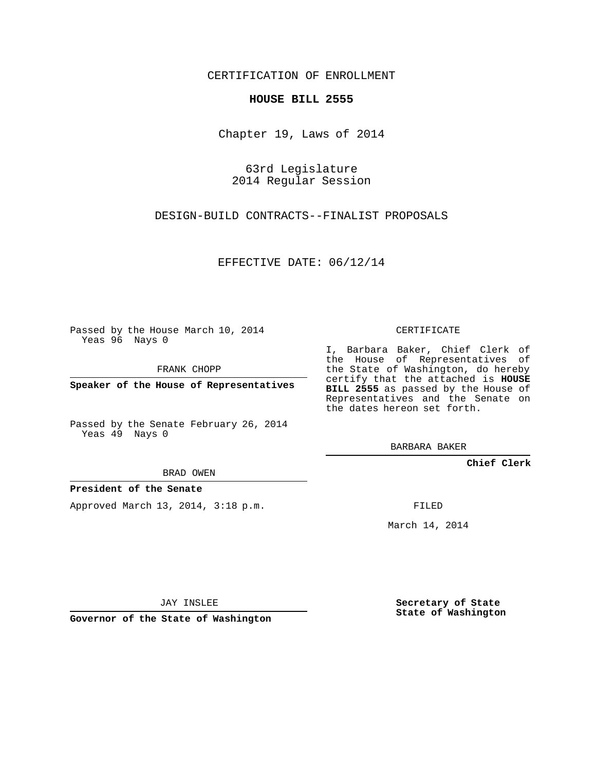CERTIFICATION OF ENROLLMENT

**HOUSE BILL 2555**

Chapter 19, Laws of 2014

63rd Legislature
2014 Regular Session

DESIGN-BUILD CONTRACTS--FINALIST PROPOSALS

EFFECTIVE DATE: 06/12/14

Passed by the House March 10, 2014
Yeas 96 Nays 0

FRANK CHOPP

**Speaker of the House of Representatives**

Passed by the Senate February 26, 2014
Yeas 49 Nays 0

BRAD OWEN

**President of the Senate**

Approved March 13, 2014, 3:18 p.m.

JAY INSLEE

**Governor of the State of Washington**

CERTIFICATE

I, Barbara Baker, Chief Clerk of the House of Representatives of the State of Washington, do hereby certify that the attached is **HOUSE BILL 2555** as passed by the House of Representatives and the Senate on the dates hereon set forth.

BARBARA BAKER

**Chief Clerk**

FILED

March 14, 2014

**Secretary of State**
**State of Washington**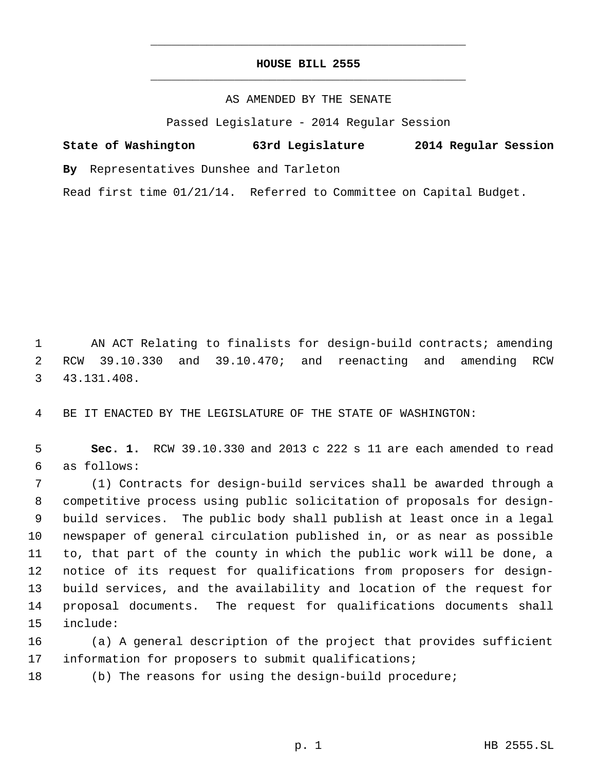# HOUSE BILL 2555

AS AMENDED BY THE SENATE

Passed Legislature - 2014 Regular Session

**State of Washington 63rd Legislature 2014 Regular Session**

**By** Representatives Dunshee and Tarleton

Read first time 01/21/14. Referred to Committee on Capital Budget.

AN ACT Relating to finalists for design-build contracts; amending RCW 39.10.330 and 39.10.470; and reenacting and amending RCW 43.131.408.

BE IT ENACTED BY THE LEGISLATURE OF THE STATE OF WASHINGTON:

**Sec. 1.** RCW 39.10.330 and 2013 c 222 s 11 are each amended to read as follows:

(1) Contracts for design-build services shall be awarded through a competitive process using public solicitation of proposals for design-build services. The public body shall publish at least once in a legal newspaper of general circulation published in, or as near as possible to, that part of the county in which the public work will be done, a notice of its request for qualifications from proposers for design-build services, and the availability and location of the request for proposal documents. The request for qualifications documents shall include:

(a) A general description of the project that provides sufficient information for proposers to submit qualifications;

(b) The reasons for using the design-build procedure;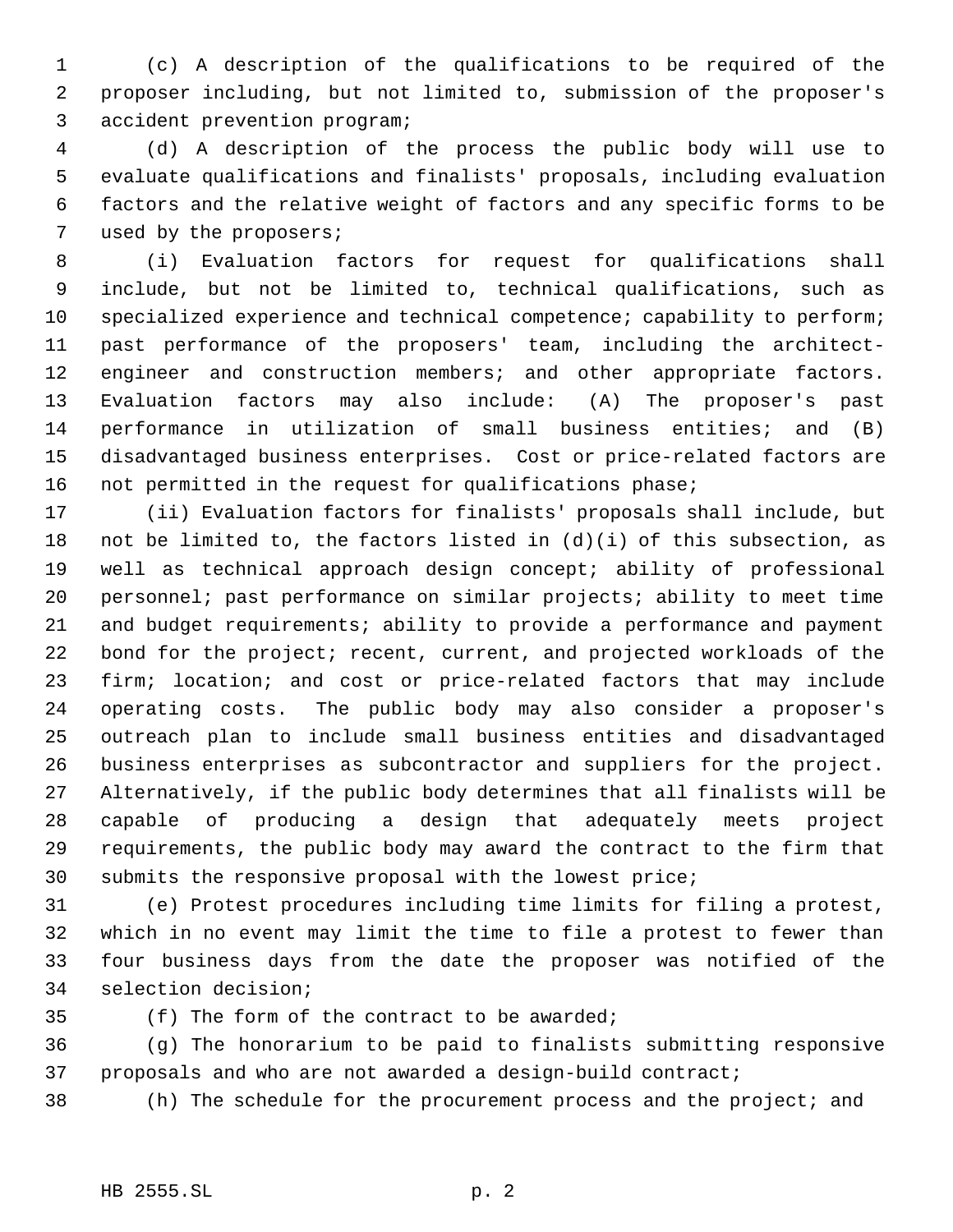(c) A description of the qualifications to be required of the proposer including, but not limited to, submission of the proposer's accident prevention program;

(d) A description of the process the public body will use to evaluate qualifications and finalists' proposals, including evaluation factors and the relative weight of factors and any specific forms to be used by the proposers;

(i) Evaluation factors for request for qualifications shall include, but not be limited to, technical qualifications, such as specialized experience and technical competence; capability to perform; past performance of the proposers' team, including the architect-engineer and construction members; and other appropriate factors. Evaluation factors may also include: (A) The proposer's past performance in utilization of small business entities; and (B) disadvantaged business enterprises. Cost or price-related factors are not permitted in the request for qualifications phase;

(ii) Evaluation factors for finalists' proposals shall include, but not be limited to, the factors listed in (d)(i) of this subsection, as well as technical approach design concept; ability of professional personnel; past performance on similar projects; ability to meet time and budget requirements; ability to provide a performance and payment bond for the project; recent, current, and projected workloads of the firm; location; and cost or price-related factors that may include operating costs. The public body may also consider a proposer's outreach plan to include small business entities and disadvantaged business enterprises as subcontractor and suppliers for the project. Alternatively, if the public body determines that all finalists will be capable of producing a design that adequately meets project requirements, the public body may award the contract to the firm that submits the responsive proposal with the lowest price;

(e) Protest procedures including time limits for filing a protest, which in no event may limit the time to file a protest to fewer than four business days from the date the proposer was notified of the selection decision;

(f) The form of the contract to be awarded;

(g) The honorarium to be paid to finalists submitting responsive proposals and who are not awarded a design-build contract;

(h) The schedule for the procurement process and the project; and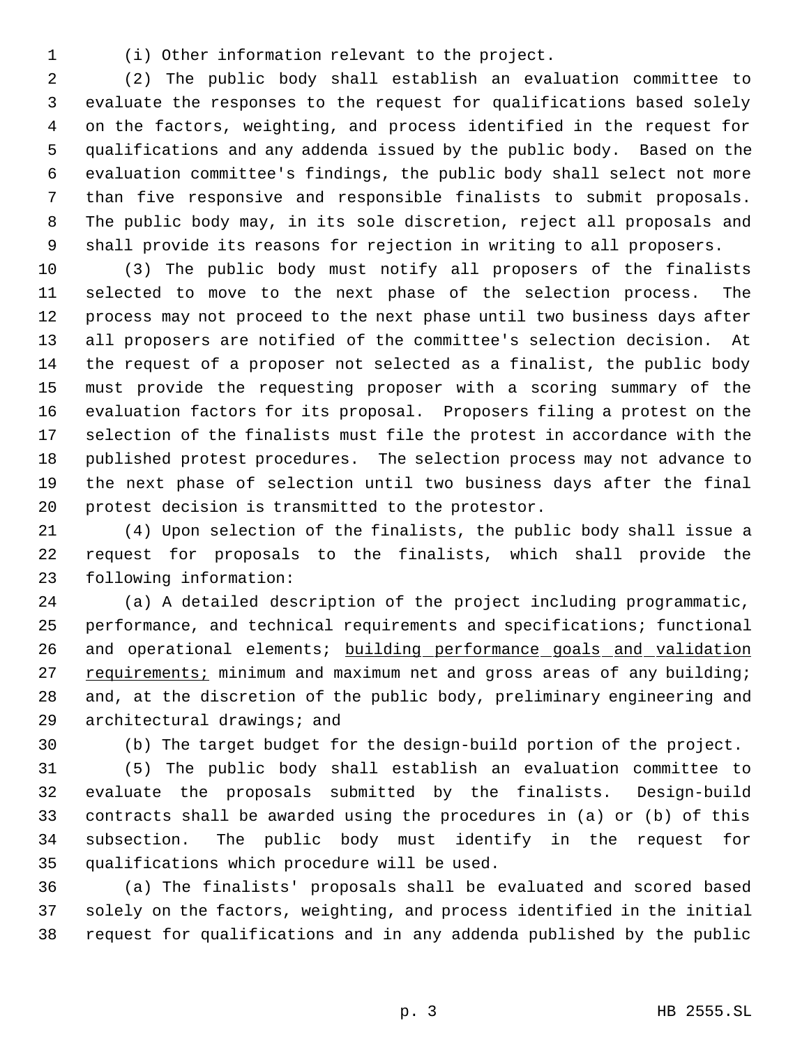(i) Other information relevant to the project.

(2) The public body shall establish an evaluation committee to evaluate the responses to the request for qualifications based solely on the factors, weighting, and process identified in the request for qualifications and any addenda issued by the public body. Based on the evaluation committee's findings, the public body shall select not more than five responsive and responsible finalists to submit proposals. The public body may, in its sole discretion, reject all proposals and shall provide its reasons for rejection in writing to all proposers.

(3) The public body must notify all proposers of the finalists selected to move to the next phase of the selection process. The process may not proceed to the next phase until two business days after all proposers are notified of the committee's selection decision. At the request of a proposer not selected as a finalist, the public body must provide the requesting proposer with a scoring summary of the evaluation factors for its proposal. Proposers filing a protest on the selection of the finalists must file the protest in accordance with the published protest procedures. The selection process may not advance to the next phase of selection until two business days after the final protest decision is transmitted to the protestor.

(4) Upon selection of the finalists, the public body shall issue a request for proposals to the finalists, which shall provide the following information:

(a) A detailed description of the project including programmatic, performance, and technical requirements and specifications; functional and operational elements; <u>building performance goals and validation requirements;</u> minimum and maximum net and gross areas of any building; and, at the discretion of the public body, preliminary engineering and architectural drawings; and

(b) The target budget for the design-build portion of the project.

(5) The public body shall establish an evaluation committee to evaluate the proposals submitted by the finalists. Design-build contracts shall be awarded using the procedures in (a) or (b) of this subsection. The public body must identify in the request for qualifications which procedure will be used.

(a) The finalists' proposals shall be evaluated and scored based solely on the factors, weighting, and process identified in the initial request for qualifications and in any addenda published by the public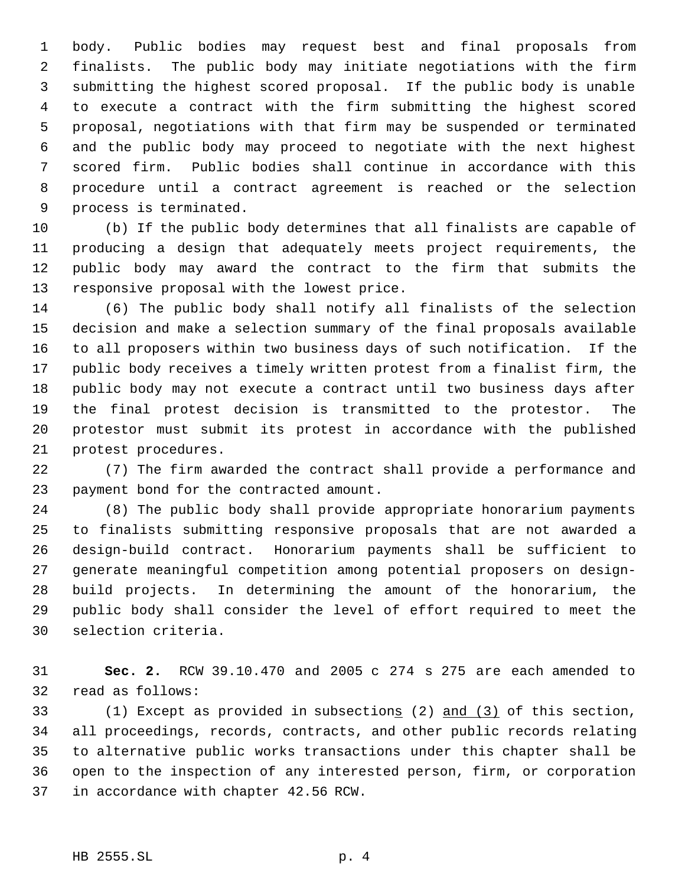body. Public bodies may request best and final proposals from finalists. The public body may initiate negotiations with the firm submitting the highest scored proposal. If the public body is unable to execute a contract with the firm submitting the highest scored proposal, negotiations with that firm may be suspended or terminated and the public body may proceed to negotiate with the next highest scored firm. Public bodies shall continue in accordance with this procedure until a contract agreement is reached or the selection process is terminated.

(b) If the public body determines that all finalists are capable of producing a design that adequately meets project requirements, the public body may award the contract to the firm that submits the responsive proposal with the lowest price.

(6) The public body shall notify all finalists of the selection decision and make a selection summary of the final proposals available to all proposers within two business days of such notification. If the public body receives a timely written protest from a finalist firm, the public body may not execute a contract until two business days after the final protest decision is transmitted to the protestor. The protestor must submit its protest in accordance with the published protest procedures.

(7) The firm awarded the contract shall provide a performance and payment bond for the contracted amount.

(8) The public body shall provide appropriate honorarium payments to finalists submitting responsive proposals that are not awarded a design-build contract. Honorarium payments shall be sufficient to generate meaningful competition among potential proposers on design-build projects. In determining the amount of the honorarium, the public body shall consider the level of effort required to meet the selection criteria.

**Sec. 2.** RCW 39.10.470 and 2005 c 274 s 275 are each amended to read as follows:

(1) Except as provided in subsection<u>s</u> (2) <u>and (3)</u> of this section, all proceedings, records, contracts, and other public records relating to alternative public works transactions under this chapter shall be open to the inspection of any interested person, firm, or corporation in accordance with chapter 42.56 RCW.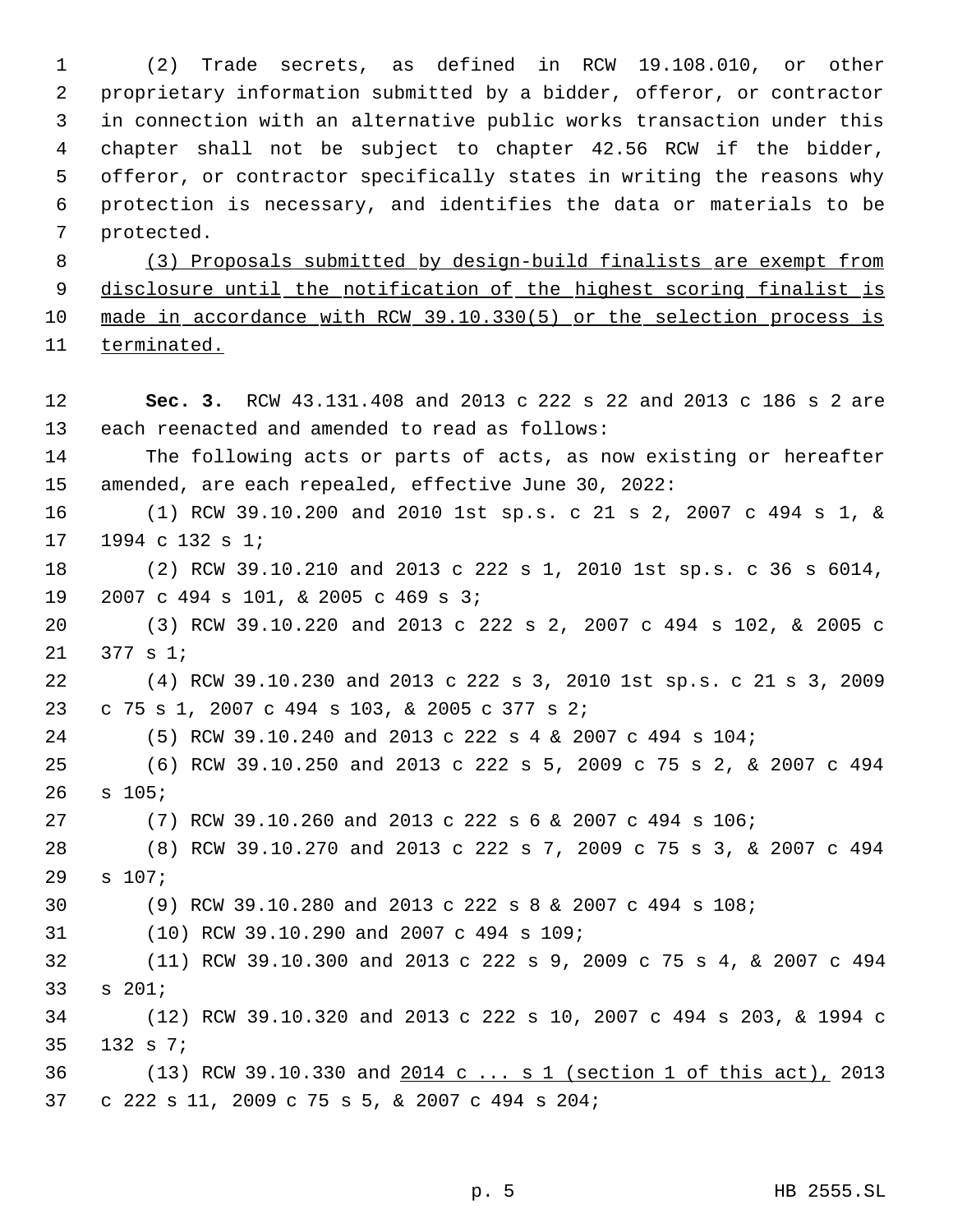(2) Trade secrets, as defined in RCW 19.108.010, or other proprietary information submitted by a bidder, offeror, or contractor in connection with an alternative public works transaction under this chapter shall not be subject to chapter 42.56 RCW if the bidder, offeror, or contractor specifically states in writing the reasons why protection is necessary, and identifies the data or materials to be protected.

<u>(3) Proposals submitted by design-build finalists are exempt from disclosure until the notification of the highest scoring finalist is made in accordance with RCW 39.10.330(5) or the selection process is terminated.</u>

**Sec. 3.** RCW 43.131.408 and 2013 c 222 s 22 and 2013 c 186 s 2 are each reenacted and amended to read as follows:

The following acts or parts of acts, as now existing or hereafter amended, are each repealed, effective June 30, 2022:

(1) RCW 39.10.200 and 2010 1st sp.s. c 21 s 2, 2007 c 494 s 1, & 1994 c 132 s 1;

(2) RCW 39.10.210 and 2013 c 222 s 1, 2010 1st sp.s. c 36 s 6014, 2007 c 494 s 101, & 2005 c 469 s 3;

(3) RCW 39.10.220 and 2013 c 222 s 2, 2007 c 494 s 102, & 2005 c 377 s 1;

(4) RCW 39.10.230 and 2013 c 222 s 3, 2010 1st sp.s. c 21 s 3, 2009 c 75 s 1, 2007 c 494 s 103, & 2005 c 377 s 2;

(5) RCW 39.10.240 and 2013 c 222 s 4 & 2007 c 494 s 104;

(6) RCW 39.10.250 and 2013 c 222 s 5, 2009 c 75 s 2, & 2007 c 494 s 105;

(7) RCW 39.10.260 and 2013 c 222 s 6 & 2007 c 494 s 106;

(8) RCW 39.10.270 and 2013 c 222 s 7, 2009 c 75 s 3, & 2007 c 494 s 107;

(9) RCW 39.10.280 and 2013 c 222 s 8 & 2007 c 494 s 108;

(10) RCW 39.10.290 and 2007 c 494 s 109;

(11) RCW 39.10.300 and 2013 c 222 s 9, 2009 c 75 s 4, & 2007 c 494 s 201;

(12) RCW 39.10.320 and 2013 c 222 s 10, 2007 c 494 s 203, & 1994 c 132 s 7;

(13) RCW 39.10.330 and <u>2014 c ... s 1 (section 1 of this act),</u> 2013 c 222 s 11, 2009 c 75 s 5, & 2007 c 494 s 204;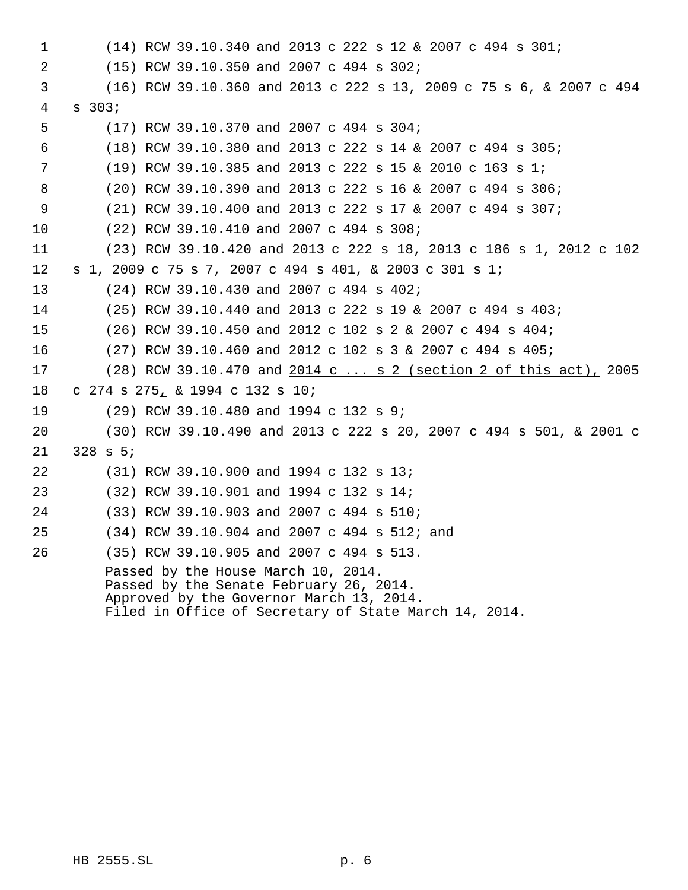(14) RCW 39.10.340 and 2013 c 222 s 12 & 2007 c 494 s 301;

(15) RCW 39.10.350 and 2007 c 494 s 302;

(16) RCW 39.10.360 and 2013 c 222 s 13, 2009 c 75 s 6, & 2007 c 494 s 303;

(17) RCW 39.10.370 and 2007 c 494 s 304;

(18) RCW 39.10.380 and 2013 c 222 s 14 & 2007 c 494 s 305;

(19) RCW 39.10.385 and 2013 c 222 s 15 & 2010 c 163 s 1;

(20) RCW 39.10.390 and 2013 c 222 s 16 & 2007 c 494 s 306;

(21) RCW 39.10.400 and 2013 c 222 s 17 & 2007 c 494 s 307;

(22) RCW 39.10.410 and 2007 c 494 s 308;

(23) RCW 39.10.420 and 2013 c 222 s 18, 2013 c 186 s 1, 2012 c 102 s 1, 2009 c 75 s 7, 2007 c 494 s 401, & 2003 c 301 s 1;

(24) RCW 39.10.430 and 2007 c 494 s 402;

(25) RCW 39.10.440 and 2013 c 222 s 19 & 2007 c 494 s 403;

(26) RCW 39.10.450 and 2012 c 102 s 2 & 2007 c 494 s 404;

(27) RCW 39.10.460 and 2012 c 102 s 3 & 2007 c 494 s 405;

(28) RCW 39.10.470 and 2014 c ... s 2 (section 2 of this act), 2005 c 274 s 275, & 1994 c 132 s 10;

(29) RCW 39.10.480 and 1994 c 132 s 9;

(30) RCW 39.10.490 and 2013 c 222 s 20, 2007 c 494 s 501, & 2001 c 328 s 5;

(31) RCW 39.10.900 and 1994 c 132 s 13;

(32) RCW 39.10.901 and 1994 c 132 s 14;

(33) RCW 39.10.903 and 2007 c 494 s 510;

(34) RCW 39.10.904 and 2007 c 494 s 512; and

(35) RCW 39.10.905 and 2007 c 494 s 513.

Passed by the House March 10, 2014.
Passed by the Senate February 26, 2014.
Approved by the Governor March 13, 2014.
Filed in Office of Secretary of State March 14, 2014.